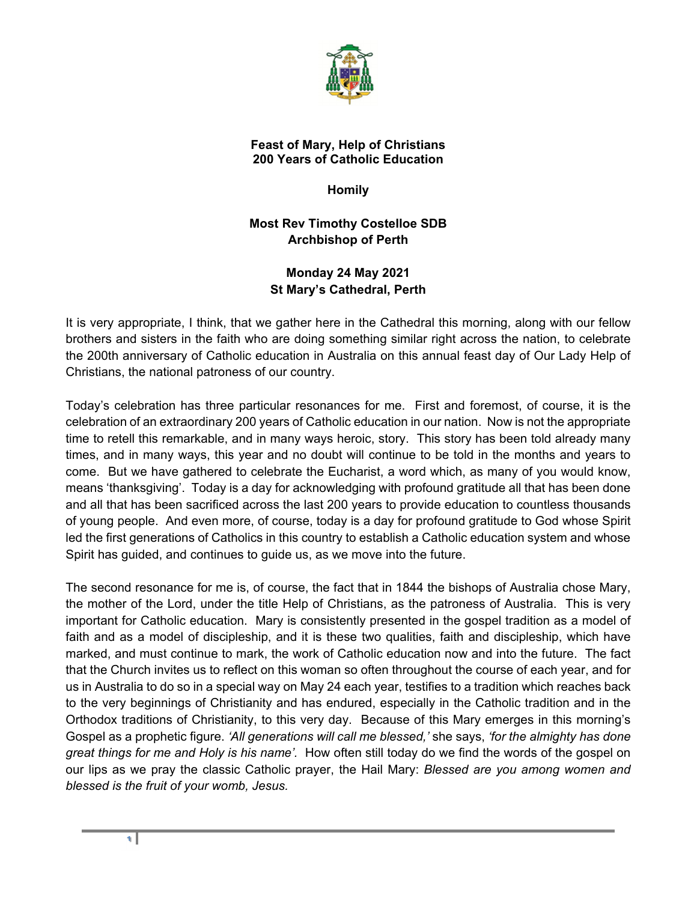**Feast of Mary, Help of Christians**
**200 Years of Catholic Education**

**Homily**

**Most Rev Timothy Costelloe SDB**
**Archbishop of Perth**

**Monday 24 May 2021**
**St Mary's Cathedral, Perth**

It is very appropriate, I think, that we gather here in the Cathedral this morning, along with our fellow brothers and sisters in the faith who are doing something similar right across the nation, to celebrate the 200th anniversary of Catholic education in Australia on this annual feast day of Our Lady Help of Christians, the national patroness of our country.

Today's celebration has three particular resonances for me. First and foremost, of course, it is the celebration of an extraordinary 200 years of Catholic education in our nation. Now is not the appropriate time to retell this remarkable, and in many ways heroic, story. This story has been told already many times, and in many ways, this year and no doubt will continue to be told in the months and years to come. But we have gathered to celebrate the Eucharist, a word which, as many of you would know, means 'thanksgiving'. Today is a day for acknowledging with profound gratitude all that has been done and all that has been sacrificed across the last 200 years to provide education to countless thousands of young people. And even more, of course, today is a day for profound gratitude to God whose Spirit led the first generations of Catholics in this country to establish a Catholic education system and whose Spirit has guided, and continues to guide us, as we move into the future.

The second resonance for me is, of course, the fact that in 1844 the bishops of Australia chose Mary, the mother of the Lord, under the title Help of Christians, as the patroness of Australia. This is very important for Catholic education. Mary is consistently presented in the gospel tradition as a model of faith and as a model of discipleship, and it is these two qualities, faith and discipleship, which have marked, and must continue to mark, the work of Catholic education now and into the future. The fact that the Church invites us to reflect on this woman so often throughout the course of each year, and for us in Australia to do so in a special way on May 24 each year, testifies to a tradition which reaches back to the very beginnings of Christianity and has endured, especially in the Catholic tradition and in the Orthodox traditions of Christianity, to this very day. Because of this Mary emerges in this morning's Gospel as a prophetic figure. *'All generations will call me blessed,'* she says, *'for the almighty has done great things for me and Holy is his name'.* How often still today do we find the words of the gospel on our lips as we pray the classic Catholic prayer, the Hail Mary: *Blessed are you among women and blessed is the fruit of your womb, Jesus.*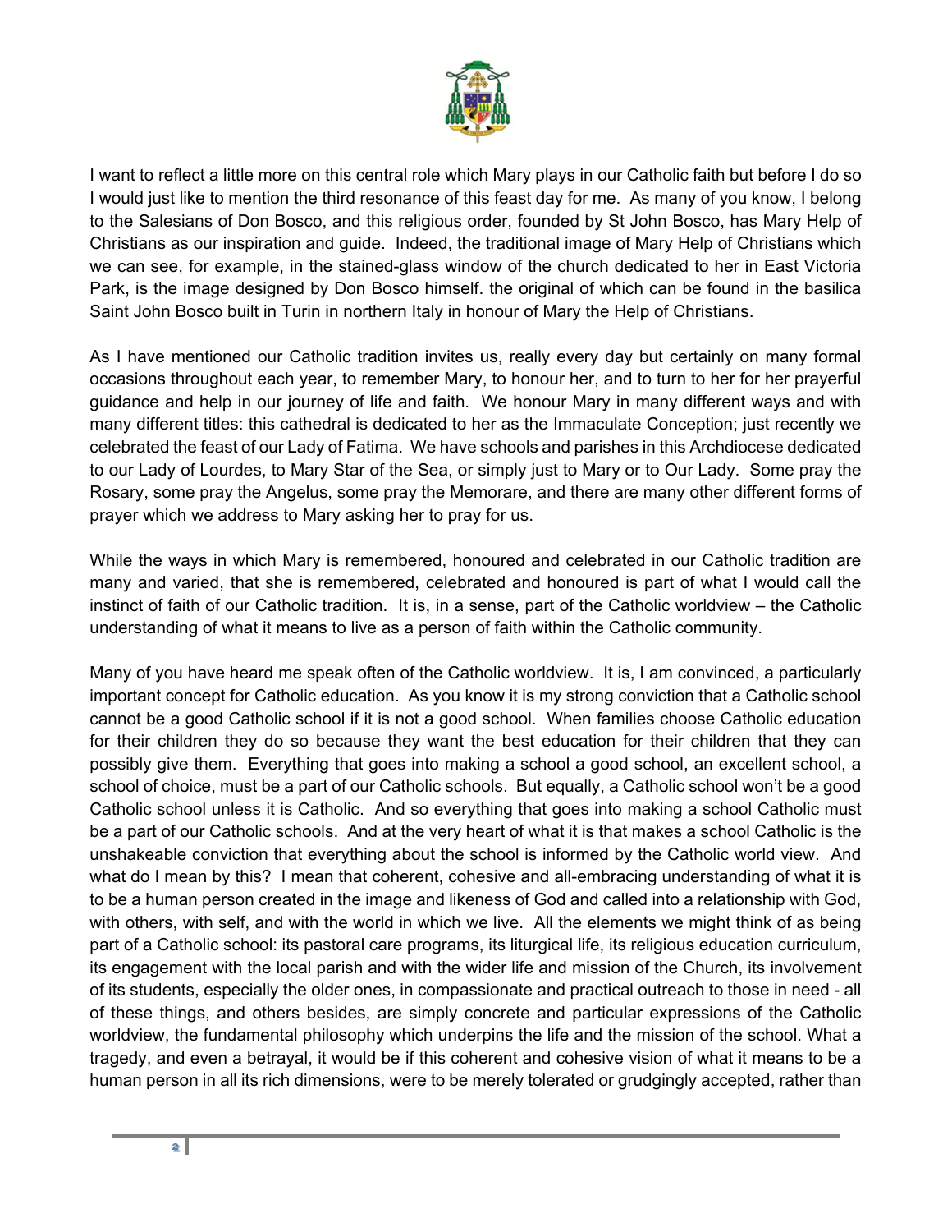I want to reflect a little more on this central role which Mary plays in our Catholic faith but before I do so I would just like to mention the third resonance of this feast day for me. As many of you know, I belong to the Salesians of Don Bosco, and this religious order, founded by St John Bosco, has Mary Help of Christians as our inspiration and guide. Indeed, the traditional image of Mary Help of Christians which we can see, for example, in the stained-glass window of the church dedicated to her in East Victoria Park, is the image designed by Don Bosco himself. the original of which can be found in the basilica Saint John Bosco built in Turin in northern Italy in honour of Mary the Help of Christians.

As I have mentioned our Catholic tradition invites us, really every day but certainly on many formal occasions throughout each year, to remember Mary, to honour her, and to turn to her for her prayerful guidance and help in our journey of life and faith. We honour Mary in many different ways and with many different titles: this cathedral is dedicated to her as the Immaculate Conception; just recently we celebrated the feast of our Lady of Fatima. We have schools and parishes in this Archdiocese dedicated to our Lady of Lourdes, to Mary Star of the Sea, or simply just to Mary or to Our Lady. Some pray the Rosary, some pray the Angelus, some pray the Memorare, and there are many other different forms of prayer which we address to Mary asking her to pray for us.

While the ways in which Mary is remembered, honoured and celebrated in our Catholic tradition are many and varied, that she is remembered, celebrated and honoured is part of what I would call the instinct of faith of our Catholic tradition. It is, in a sense, part of the Catholic worldview – the Catholic understanding of what it means to live as a person of faith within the Catholic community.

Many of you have heard me speak often of the Catholic worldview. It is, I am convinced, a particularly important concept for Catholic education. As you know it is my strong conviction that a Catholic school cannot be a good Catholic school if it is not a good school. When families choose Catholic education for their children they do so because they want the best education for their children that they can possibly give them. Everything that goes into making a school a good school, an excellent school, a school of choice, must be a part of our Catholic schools. But equally, a Catholic school won't be a good Catholic school unless it is Catholic. And so everything that goes into making a school Catholic must be a part of our Catholic schools. And at the very heart of what it is that makes a school Catholic is the unshakeable conviction that everything about the school is informed by the Catholic world view. And what do I mean by this? I mean that coherent, cohesive and all-embracing understanding of what it is to be a human person created in the image and likeness of God and called into a relationship with God, with others, with self, and with the world in which we live. All the elements we might think of as being part of a Catholic school: its pastoral care programs, its liturgical life, its religious education curriculum, its engagement with the local parish and with the wider life and mission of the Church, its involvement of its students, especially the older ones, in compassionate and practical outreach to those in need - all of these things, and others besides, are simply concrete and particular expressions of the Catholic worldview, the fundamental philosophy which underpins the life and the mission of the school. What a tragedy, and even a betrayal, it would be if this coherent and cohesive vision of what it means to be a human person in all its rich dimensions, were to be merely tolerated or grudgingly accepted, rather than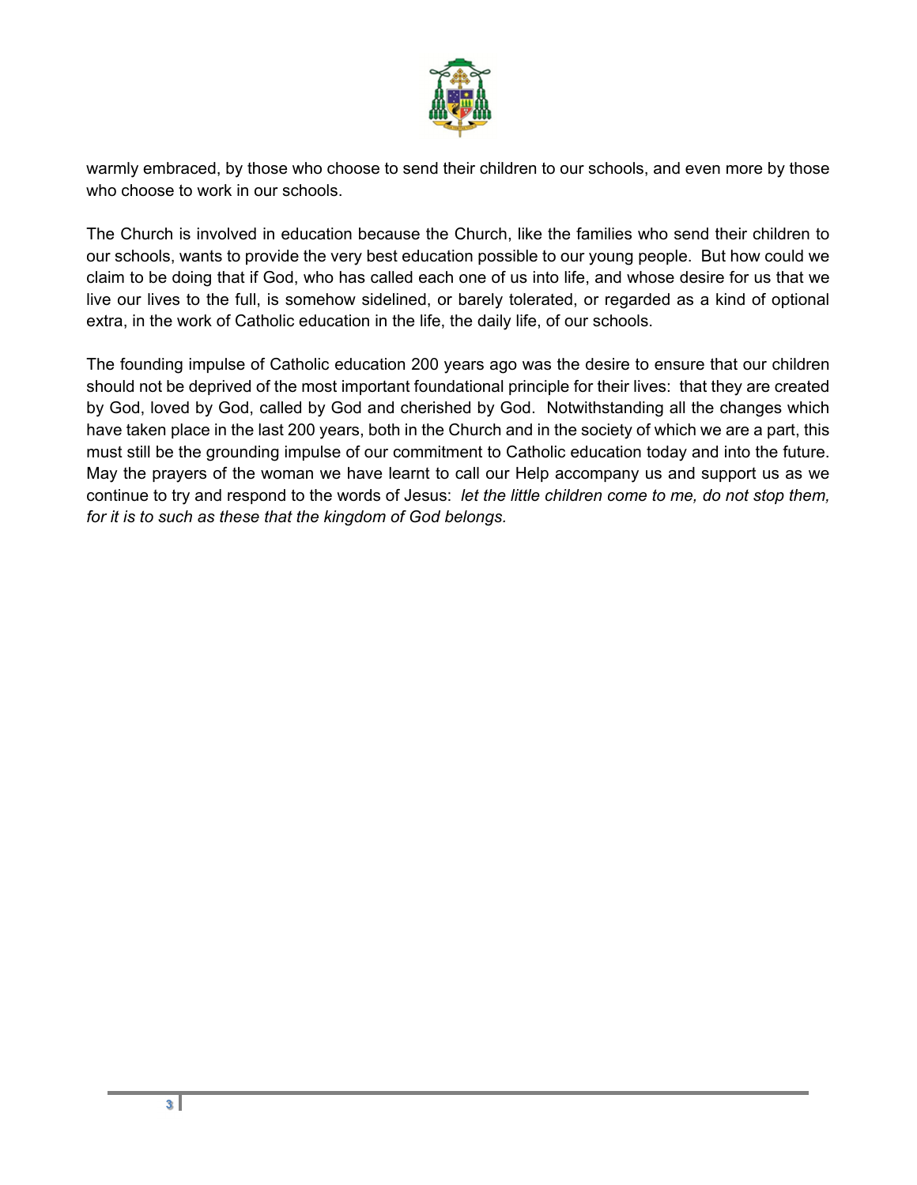warmly embraced, by those who choose to send their children to our schools, and even more by those who choose to work in our schools.

The Church is involved in education because the Church, like the families who send their children to our schools, wants to provide the very best education possible to our young people. But how could we claim to be doing that if God, who has called each one of us into life, and whose desire for us that we live our lives to the full, is somehow sidelined, or barely tolerated, or regarded as a kind of optional extra, in the work of Catholic education in the life, the daily life, of our schools.

The founding impulse of Catholic education 200 years ago was the desire to ensure that our children should not be deprived of the most important foundational principle for their lives: that they are created by God, loved by God, called by God and cherished by God. Notwithstanding all the changes which have taken place in the last 200 years, both in the Church and in the society of which we are a part, this must still be the grounding impulse of our commitment to Catholic education today and into the future. May the prayers of the woman we have learnt to call our Help accompany us and support us as we continue to try and respond to the words of Jesus: *let the little children come to me, do not stop them, for it is to such as these that the kingdom of God belongs.*